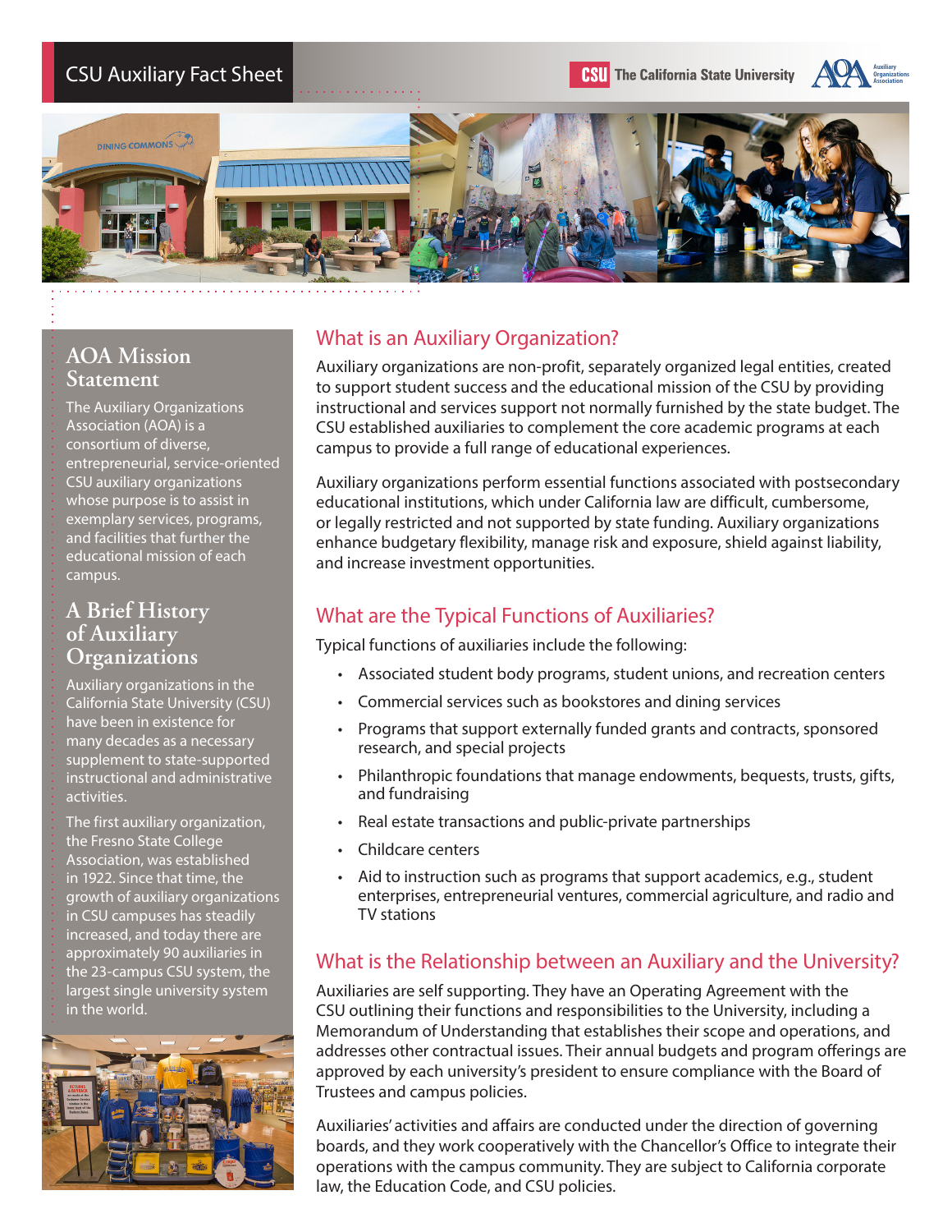# CSU Auxiliary Fact Sheet

The California State University

## AOA Mission Statement

The Auxiliary Organizations Association (AOA) is a consortium of diverse, entrepreneurial, service-oriented CSU auxiliary organizations whose purpose is to assist in exemplary services, programs, and facilities that further the educational mission of each campus.

## A Brief History of Auxiliary Organizations

Auxiliary organizations in the California State University (CSU) have been in existence for many decades as a necessary supplement to state-supported instructional and administrative activities.

The first auxiliary organization, the Fresno State College Association, was established in 1922. Since that time, the growth of auxiliary organizations in CSU campuses has steadily increased, and today there are approximately 90 auxiliaries in the 23-campus CSU system, the largest single university system in the world.

## What is an Auxiliary Organization?

Auxiliary organizations are non-profit, separately organized legal entities, created to support student success and the educational mission of the CSU by providing instructional and services support not normally furnished by the state budget. The CSU established auxiliaries to complement the core academic programs at each campus to provide a full range of educational experiences.

Auxiliary organizations perform essential functions associated with postsecondary educational institutions, which under California law are difficult, cumbersome, or legally restricted and not supported by state funding. Auxiliary organizations enhance budgetary flexibility, manage risk and exposure, shield against liability, and increase investment opportunities.

## What are the Typical Functions of Auxiliaries?

Typical functions of auxiliaries include the following:

- Associated student body programs, student unions, and recreation centers
- Commercial services such as bookstores and dining services
- Programs that support externally funded grants and contracts, sponsored research, and special projects
- Philanthropic foundations that manage endowments, bequests, trusts, gifts, and fundraising
- Real estate transactions and public-private partnerships
- Childcare centers
- Aid to instruction such as programs that support academics, e.g., student enterprises, entrepreneurial ventures, commercial agriculture, and radio and TV stations

## What is the Relationship between an Auxiliary and the University?

Auxiliaries are self supporting. They have an Operating Agreement with the CSU outlining their functions and responsibilities to the University, including a Memorandum of Understanding that establishes their scope and operations, and addresses other contractual issues. Their annual budgets and program offerings are approved by each university's president to ensure compliance with the Board of Trustees and campus policies.

Auxiliaries' activities and affairs are conducted under the direction of governing boards, and they work cooperatively with the Chancellor's Office to integrate their operations with the campus community. They are subject to California corporate law, the Education Code, and CSU policies.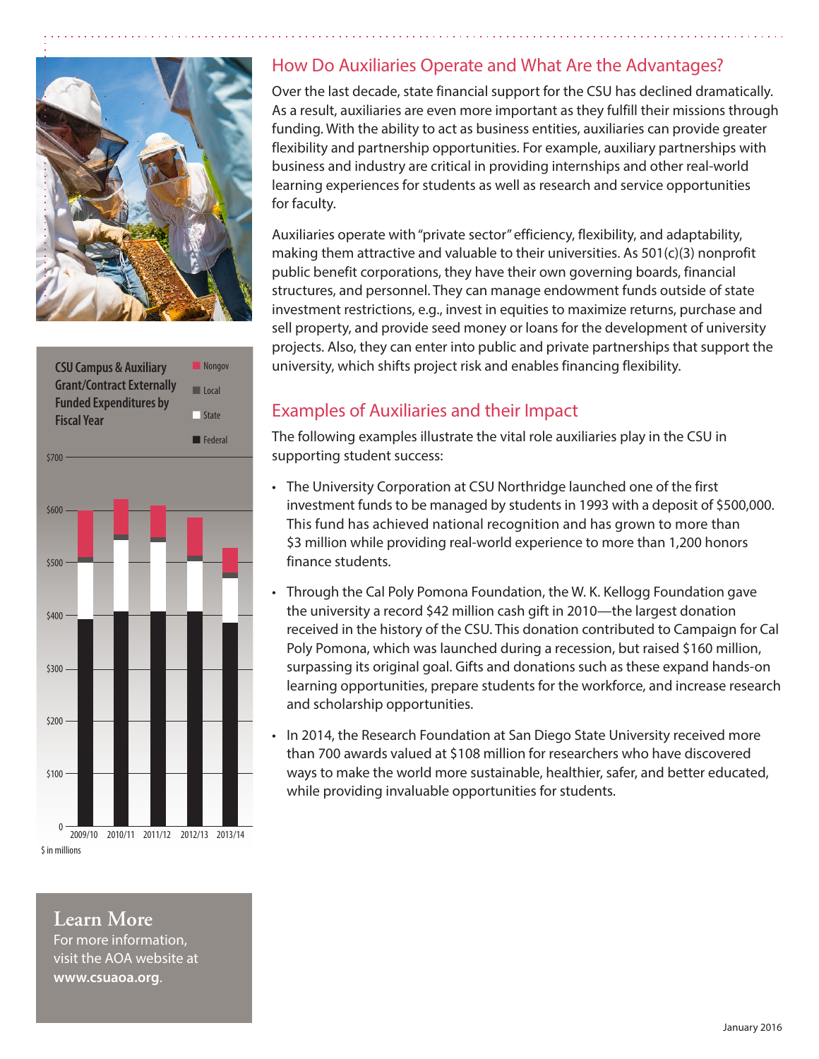CSU Campus & Auxiliary Grant/Contract Externally Funded Expenditures by Fiscal Year

Nongov
Local
State
Federal

$700
$600
$500
$400
$300
$200
$100
0

2009/10 2010/11 2011/12 2012/13 2013/14

$ in millions

**Learn More**

For more information, visit the AOA website at **www.csuaoa.org**.

## How Do Auxiliaries Operate and What Are the Advantages?

Over the last decade, state financial support for the CSU has declined dramatically. As a result, auxiliaries are even more important as they fulfill their missions through funding. With the ability to act as business entities, auxiliaries can provide greater flexibility and partnership opportunities. For example, auxiliary partnerships with business and industry are critical in providing internships and other real-world learning experiences for students as well as research and service opportunities for faculty.

Auxiliaries operate with "private sector" efficiency, flexibility, and adaptability, making them attractive and valuable to their universities. As 501(c)(3) nonprofit public benefit corporations, they have their own governing boards, financial structures, and personnel. They can manage endowment funds outside of state investment restrictions, e.g., invest in equities to maximize returns, purchase and sell property, and provide seed money or loans for the development of university projects. Also, they can enter into public and private partnerships that support the university, which shifts project risk and enables financing flexibility.

## Examples of Auxiliaries and their Impact

The following examples illustrate the vital role auxiliaries play in the CSU in supporting student success:

- The University Corporation at CSU Northridge launched one of the first investment funds to be managed by students in 1993 with a deposit of $500,000. This fund has achieved national recognition and has grown to more than $3 million while providing real-world experience to more than 1,200 honors finance students.
- Through the Cal Poly Pomona Foundation, the W. K. Kellogg Foundation gave the university a record $42 million cash gift in 2010—the largest donation received in the history of the CSU. This donation contributed to Campaign for Cal Poly Pomona, which was launched during a recession, but raised $160 million, surpassing its original goal. Gifts and donations such as these expand hands-on learning opportunities, prepare students for the workforce, and increase research and scholarship opportunities.
- In 2014, the Research Foundation at San Diego State University received more than 700 awards valued at $108 million for researchers who have discovered ways to make the world more sustainable, healthier, safer, and better educated, while providing invaluable opportunities for students.

January 2016